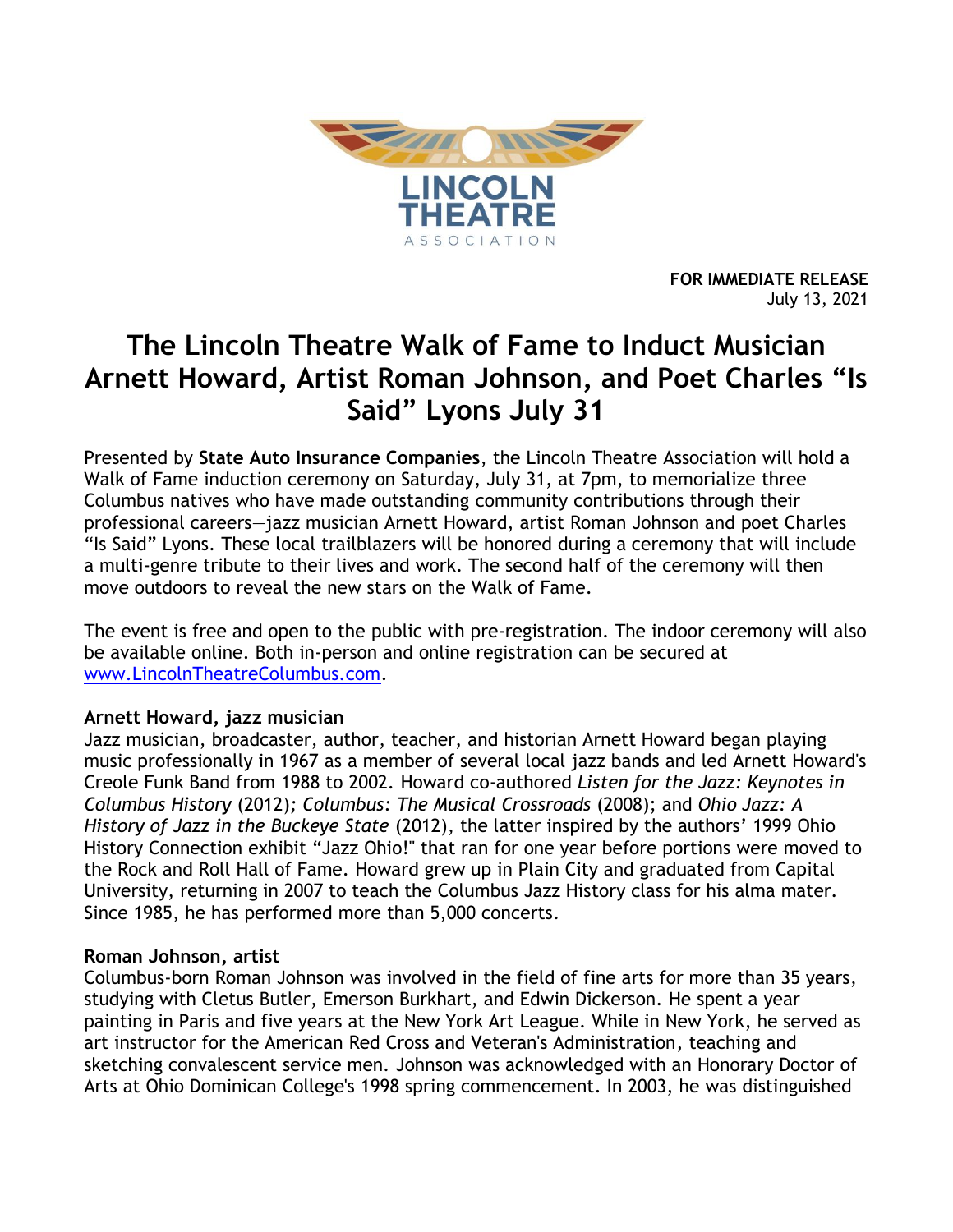LINCOLN THEATRE ASSOCIATION

**FOR IMMEDIATE RELEASE**
July 13, 2021

# The Lincoln Theatre Walk of Fame to Induct Musician Arnett Howard, Artist Roman Johnson, and Poet Charles "Is Said" Lyons July 31

Presented by **State Auto Insurance Companies**, the Lincoln Theatre Association will hold a Walk of Fame induction ceremony on Saturday, July 31, at 7pm, to memorialize three Columbus natives who have made outstanding community contributions through their professional careers—jazz musician Arnett Howard, artist Roman Johnson and poet Charles "Is Said" Lyons. These local trailblazers will be honored during a ceremony that will include a multi-genre tribute to their lives and work. The second half of the ceremony will then move outdoors to reveal the new stars on the Walk of Fame.

The event is free and open to the public with pre-registration. The indoor ceremony will also be available online. Both in-person and online registration can be secured at www.LincolnTheatreColumbus.com.

**Arnett Howard, jazz musician**
Jazz musician, broadcaster, author, teacher, and historian Arnett Howard began playing music professionally in 1967 as a member of several local jazz bands and led Arnett Howard's Creole Funk Band from 1988 to 2002. Howard co-authored *Listen for the Jazz: Keynotes in Columbus History* (2012); *Columbus: The Musical Crossroads* (2008); and *Ohio Jazz: A History of Jazz in the Buckeye State* (2012), the latter inspired by the authors' 1999 Ohio History Connection exhibit "Jazz Ohio!" that ran for one year before portions were moved to the Rock and Roll Hall of Fame. Howard grew up in Plain City and graduated from Capital University, returning in 2007 to teach the Columbus Jazz History class for his alma mater. Since 1985, he has performed more than 5,000 concerts.

**Roman Johnson, artist**
Columbus-born Roman Johnson was involved in the field of fine arts for more than 35 years, studying with Cletus Butler, Emerson Burkhart, and Edwin Dickerson. He spent a year painting in Paris and five years at the New York Art League. While in New York, he served as art instructor for the American Red Cross and Veteran's Administration, teaching and sketching convalescent service men. Johnson was acknowledged with an Honorary Doctor of Arts at Ohio Dominican College's 1998 spring commencement. In 2003, he was distinguished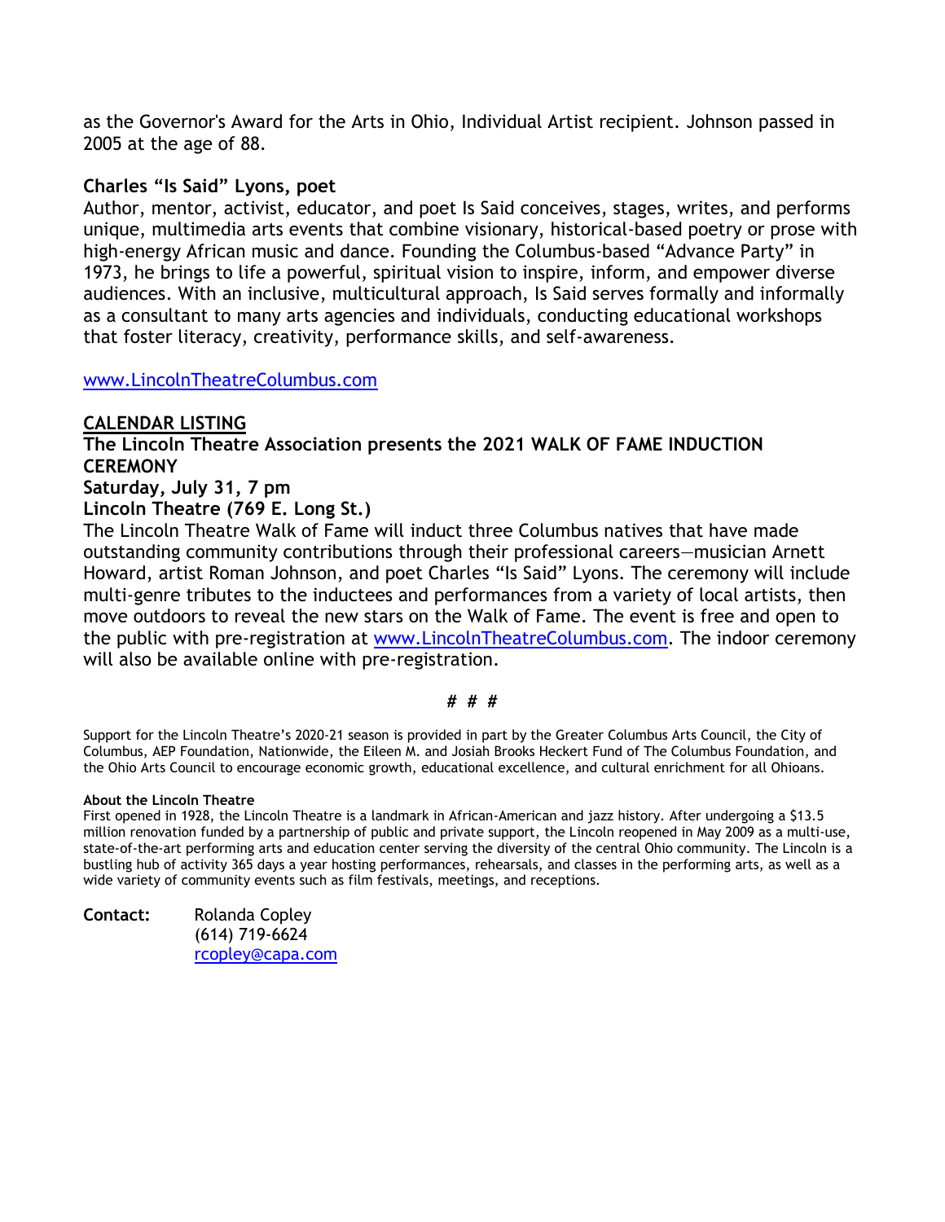as the Governor's Award for the Arts in Ohio, Individual Artist recipient. Johnson passed in 2005 at the age of 88.

**Charles "Is Said" Lyons, poet**
Author, mentor, activist, educator, and poet Is Said conceives, stages, writes, and performs unique, multimedia arts events that combine visionary, historical-based poetry or prose with high-energy African music and dance. Founding the Columbus-based "Advance Party" in 1973, he brings to life a powerful, spiritual vision to inspire, inform, and empower diverse audiences. With an inclusive, multicultural approach, Is Said serves formally and informally as a consultant to many arts agencies and individuals, conducting educational workshops that foster literacy, creativity, performance skills, and self-awareness.

www.LincolnTheatreColumbus.com

**CALENDAR LISTING**

**The Lincoln Theatre Association presents the 2021 WALK OF FAME INDUCTION CEREMONY**
**Saturday, July 31, 7 pm**
**Lincoln Theatre (769 E. Long St.)**
The Lincoln Theatre Walk of Fame will induct three Columbus natives that have made outstanding community contributions through their professional careers—musician Arnett Howard, artist Roman Johnson, and poet Charles "Is Said" Lyons. The ceremony will include multi-genre tributes to the inductees and performances from a variety of local artists, then move outdoors to reveal the new stars on the Walk of Fame. The event is free and open to the public with pre-registration at www.LincolnTheatreColumbus.com. The indoor ceremony will also be available online with pre-registration.

*# # #*

Support for the Lincoln Theatre's 2020-21 season is provided in part by the Greater Columbus Arts Council, the City of Columbus, AEP Foundation, Nationwide, the Eileen M. and Josiah Brooks Heckert Fund of The Columbus Foundation, and the Ohio Arts Council to encourage economic growth, educational excellence, and cultural enrichment for all Ohioans.

**About the Lincoln Theatre**
First opened in 1928, the Lincoln Theatre is a landmark in African-American and jazz history. After undergoing a $13.5 million renovation funded by a partnership of public and private support, the Lincoln reopened in May 2009 as a multi-use, state-of-the-art performing arts and education center serving the diversity of the central Ohio community. The Lincoln is a bustling hub of activity 365 days a year hosting performances, rehearsals, and classes in the performing arts, as well as a wide variety of community events such as film festivals, meetings, and receptions.

**Contact:** Rolanda Copley
(614) 719-6624
rcopley@capa.com